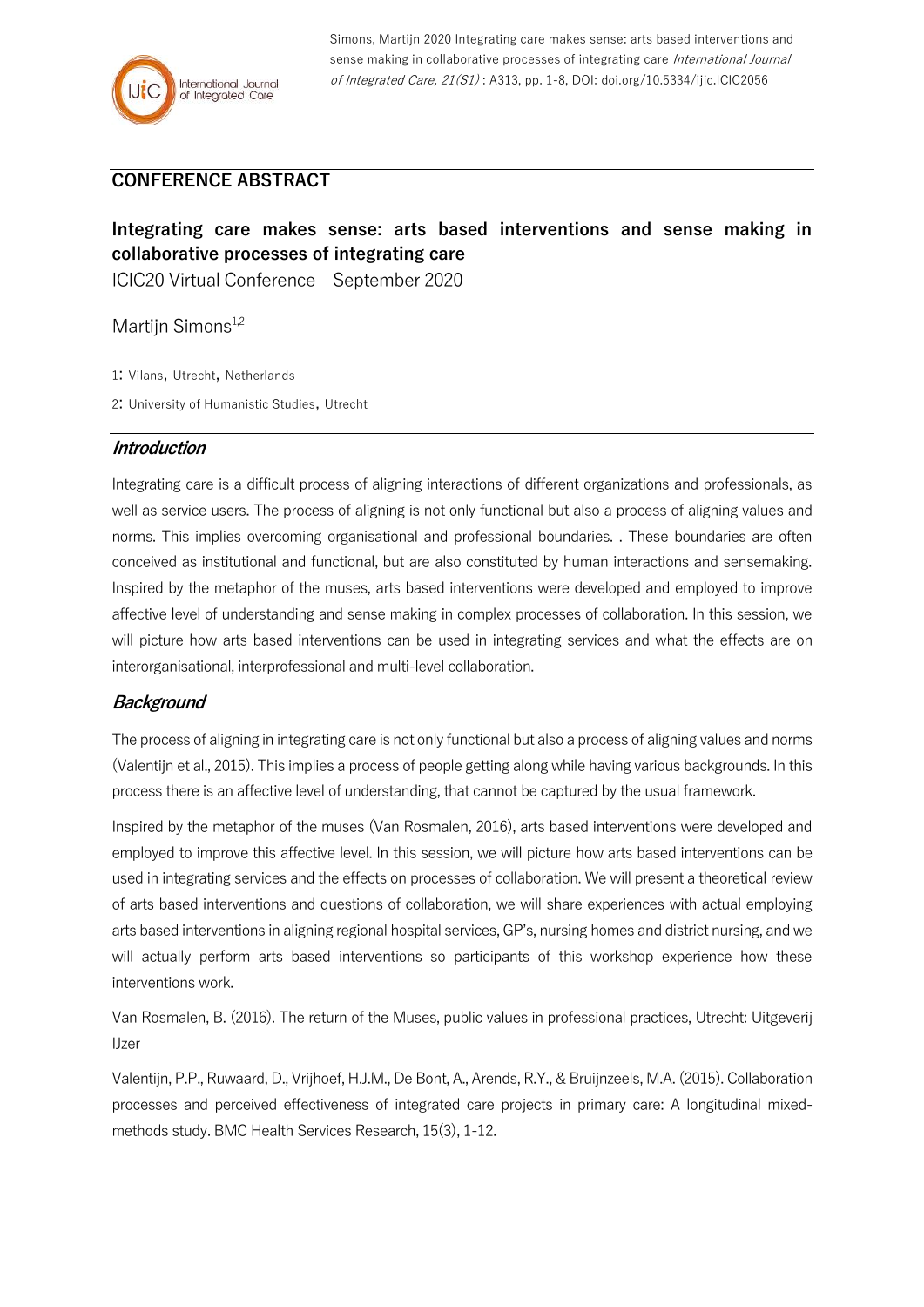Simons, Martijn 2020 Integrating care makes sense: arts based interventions and sense making in collaborative processes of integrating care *International Journal of Integrated Care, 21(S1)* : A313, pp. 1-8, DOI: doi.org/10.5334/ijic.ICIC2056

## CONFERENCE ABSTRACT

# Integrating care makes sense: arts based interventions and sense making in collaborative processes of integrating care

ICIC20 Virtual Conference – September 2020

Martijn Simons[1,2]

1: Vilans, Utrecht, Netherlands

2: University of Humanistic Studies, Utrecht

### *Introduction*

Integrating care is a difficult process of aligning interactions of different organizations and professionals, as well as service users. The process of aligning is not only functional but also a process of aligning values and norms. This implies overcoming organisational and professional boundaries. . These boundaries are often conceived as institutional and functional, but are also constituted by human interactions and sensemaking. Inspired by the metaphor of the muses, arts based interventions were developed and employed to improve affective level of understanding and sense making in complex processes of collaboration. In this session, we will picture how arts based interventions can be used in integrating services and what the effects are on interorganisational, interprofessional and multi-level collaboration.

### *Background*

The process of aligning in integrating care is not only functional but also a process of aligning values and norms (Valentijn et al., 2015). This implies a process of people getting along while having various backgrounds. In this process there is an affective level of understanding, that cannot be captured by the usual framework.

Inspired by the metaphor of the muses (Van Rosmalen, 2016), arts based interventions were developed and employed to improve this affective level. In this session, we will picture how arts based interventions can be used in integrating services and the effects on processes of collaboration. We will present a theoretical review of arts based interventions and questions of collaboration, we will share experiences with actual employing arts based interventions in aligning regional hospital services, GP's, nursing homes and district nursing, and we will actually perform arts based interventions so participants of this workshop experience how these interventions work.

Van Rosmalen, B. (2016). The return of the Muses, public values in professional practices, Utrecht: Uitgeverij IJzer

Valentijn, P.P., Ruwaard, D., Vrijhoef, H.J.M., De Bont, A., Arends, R.Y., & Bruijnzeels, M.A. (2015). Collaboration processes and perceived effectiveness of integrated care projects in primary care: A longitudinal mixed-methods study. BMC Health Services Research, 15(3), 1-12.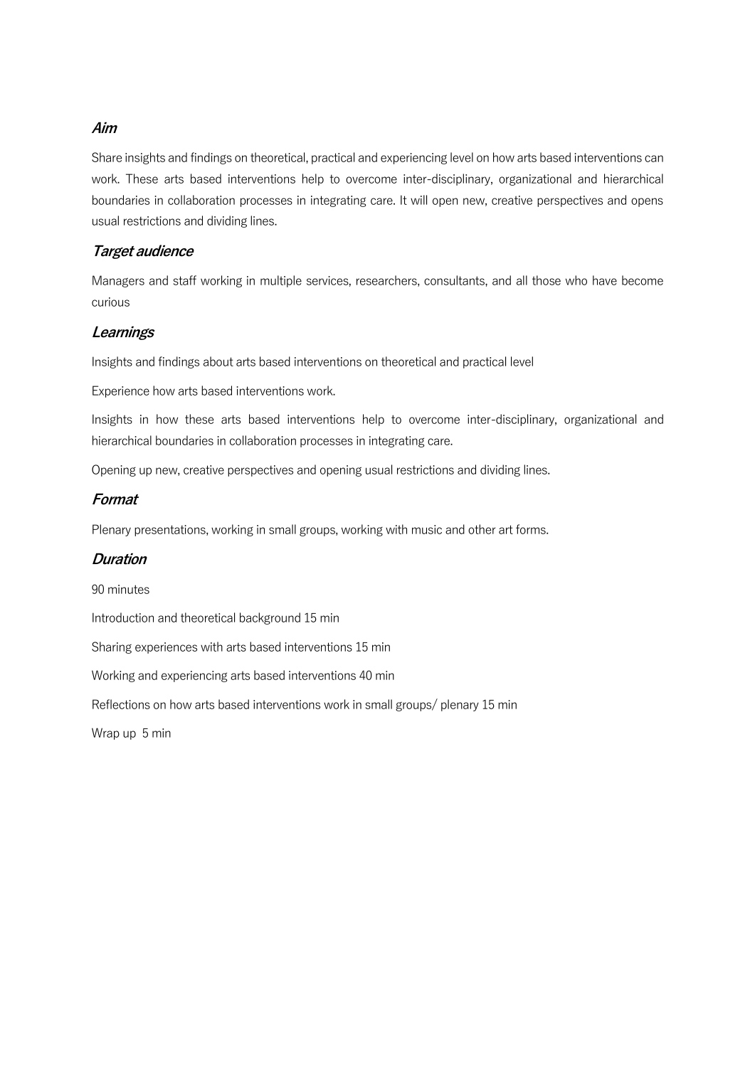### *Aim*

Share insights and findings on theoretical, practical and experiencing level on how arts based interventions can work. These arts based interventions help to overcome inter-disciplinary, organizational and hierarchical boundaries in collaboration processes in integrating care. It will open new, creative perspectives and opens usual restrictions and dividing lines.

### *Target audience*

Managers and staff working in multiple services, researchers, consultants, and all those who have become curious

### *Learnings*

Insights and findings about arts based interventions on theoretical and practical level

Experience how arts based interventions work.

Insights in how these arts based interventions help to overcome inter-disciplinary, organizational and hierarchical boundaries in collaboration processes in integrating care.

Opening up new, creative perspectives and opening usual restrictions and dividing lines.

### *Format*

Plenary presentations, working in small groups, working with music and other art forms.

### *Duration*

90 minutes

Introduction and theoretical background 15 min

Sharing experiences with arts based interventions 15 min

Working and experiencing arts based interventions 40 min

Reflections on how arts based interventions work in small groups/ plenary 15 min

Wrap up 5 min